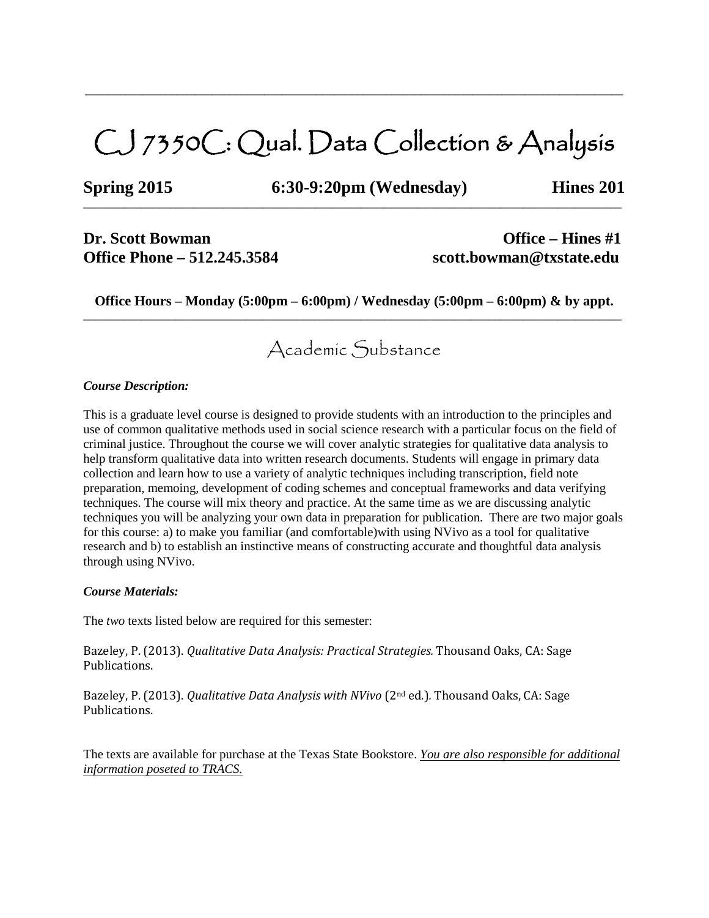# CJ 7350C: Qual. Data Collection & Analysis

**Spring 2015** **6:30-9:20pm (Wednesday)** **Hines 201**

**Dr. Scott Bowman** **Office – Hines #1**
**Office Phone – 512.245.3584** **scott.bowman@txstate.edu**

**Office Hours – Monday (5:00pm – 6:00pm) / Wednesday (5:00pm – 6:00pm) & by appt.**

## Academic Substance

***Course Description:***

This is a graduate level course is designed to provide students with an introduction to the principles and use of common qualitative methods used in social science research with a particular focus on the field of criminal justice. Throughout the course we will cover analytic strategies for qualitative data analysis to help transform qualitative data into written research documents. Students will engage in primary data collection and learn how to use a variety of analytic techniques including transcription, field note preparation, memoing, development of coding schemes and conceptual frameworks and data verifying techniques. The course will mix theory and practice. At the same time as we are discussing analytic techniques you will be analyzing your own data in preparation for publication. There are two major goals for this course: a) to make you familiar (and comfortable)with using NVivo as a tool for qualitative research and b) to establish an instinctive means of constructing accurate and thoughtful data analysis through using NVivo.

***Course Materials:***

The *two* texts listed below are required for this semester:

Bazeley, P. (2013). *Qualitative Data Analysis: Practical Strategies.* Thousand Oaks, CA: Sage Publications.

Bazeley, P. (2013). *Qualitative Data Analysis with NVivo* (2nd ed.). Thousand Oaks, CA: Sage Publications.

The texts are available for purchase at the Texas State Bookstore. ***You are also responsible for additional information poseted to TRACS.***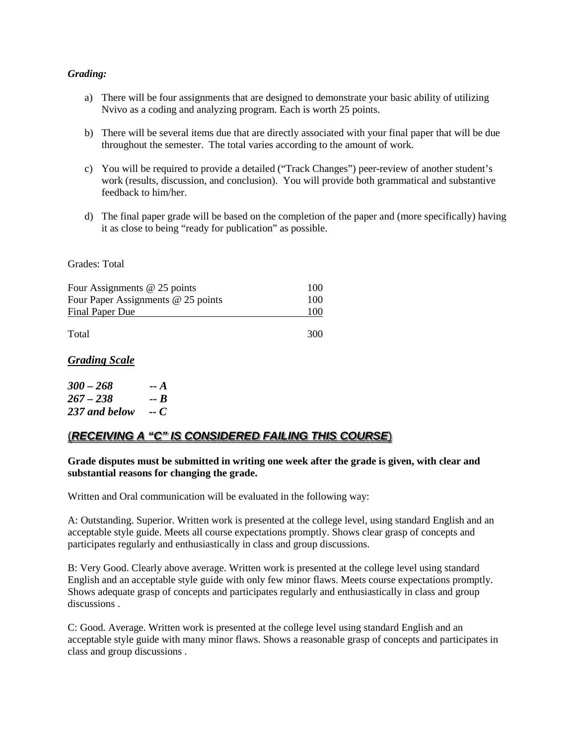***Grading:***

a) There will be four assignments that are designed to demonstrate your basic ability of utilizing Nvivo as a coding and analyzing program. Each is worth 25 points.

b) There will be several items due that are directly associated with your final paper that will be due throughout the semester. The total varies according to the amount of work.

c) You will be required to provide a detailed ("Track Changes") peer-review of another student's work (results, discussion, and conclusion). You will provide both grammatical and substantive feedback to him/her.

d) The final paper grade will be based on the completion of the paper and (more specifically) having it as close to being "ready for publication" as possible.

Grades: Total

| | |
|---|---|
| Four Assignments @ 25 points | 100 |
| Four Paper Assignments @ 25 points | 100 |
| Final Paper Due | 100 |
| Total | 300 |

***Grading Scale***

***300 – 268 -- A***
***267 – 238 -- B***
***237 and below -- C***

## (***RECEIVING A "C" IS CONSIDERED FAILING THIS COURSE***)

**Grade disputes must be submitted in writing one week after the grade is given, with clear and substantial reasons for changing the grade.**

Written and Oral communication will be evaluated in the following way:

A: Outstanding. Superior. Written work is presented at the college level, using standard English and an acceptable style guide. Meets all course expectations promptly. Shows clear grasp of concepts and participates regularly and enthusiastically in class and group discussions.

B: Very Good. Clearly above average. Written work is presented at the college level using standard English and an acceptable style guide with only few minor flaws. Meets course expectations promptly. Shows adequate grasp of concepts and participates regularly and enthusiastically in class and group discussions .

C: Good. Average. Written work is presented at the college level using standard English and an acceptable style guide with many minor flaws. Shows a reasonable grasp of concepts and participates in class and group discussions .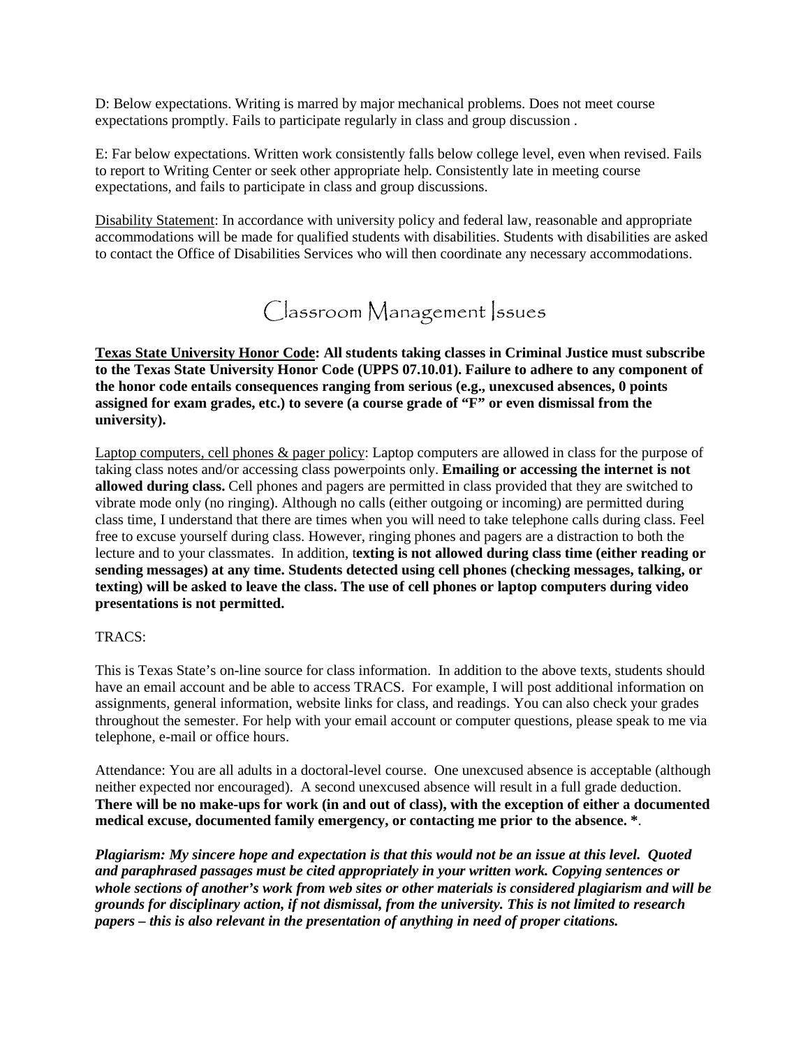D: Below expectations. Writing is marred by major mechanical problems. Does not meet course expectations promptly. Fails to participate regularly in class and group discussion .

E: Far below expectations. Written work consistently falls below college level, even when revised. Fails to report to Writing Center or seek other appropriate help. Consistently late in meeting course expectations, and fails to participate in class and group discussions.

Disability Statement: In accordance with university policy and federal law, reasonable and appropriate accommodations will be made for qualified students with disabilities. Students with disabilities are asked to contact the Office of Disabilities Services who will then coordinate any necessary accommodations.

# Classroom Management Issues

**Texas State University Honor Code: All students taking classes in Criminal Justice must subscribe to the Texas State University Honor Code (UPPS 07.10.01). Failure to adhere to any component of the honor code entails consequences ranging from serious (e.g., unexcused absences, 0 points assigned for exam grades, etc.) to severe (a course grade of "F" or even dismissal from the university).**

Laptop computers, cell phones & pager policy: Laptop computers are allowed in class for the purpose of taking class notes and/or accessing class powerpoints only. **Emailing or accessing the internet is not allowed during class.** Cell phones and pagers are permitted in class provided that they are switched to vibrate mode only (no ringing). Although no calls (either outgoing or incoming) are permitted during class time, I understand that there are times when you will need to take telephone calls during class. Feel free to excuse yourself during class. However, ringing phones and pagers are a distraction to both the lecture and to your classmates. In addition, t**exting is not allowed during class time (either reading or sending messages) at any time. Students detected using cell phones (checking messages, talking, or texting) will be asked to leave the class. The use of cell phones or laptop computers during video presentations is not permitted.**

TRACS:

This is Texas State's on-line source for class information. In addition to the above texts, students should have an email account and be able to access TRACS. For example, I will post additional information on assignments, general information, website links for class, and readings. You can also check your grades throughout the semester. For help with your email account or computer questions, please speak to me via telephone, e-mail or office hours.

Attendance: You are all adults in a doctoral-level course. One unexcused absence is acceptable (although neither expected nor encouraged). A second unexcused absence will result in a full grade deduction. **There will be no make-ups for work (in and out of class), with the exception of either a documented medical excuse, documented family emergency, or contacting me prior to the absence. ***.

***Plagiarism: My sincere hope and expectation is that this would not be an issue at this level. Quoted and paraphrased passages must be cited appropriately in your written work. Copying sentences or whole sections of another's work from web sites or other materials is considered plagiarism and will be grounds for disciplinary action, if not dismissal, from the university. This is not limited to research papers – this is also relevant in the presentation of anything in need of proper citations.***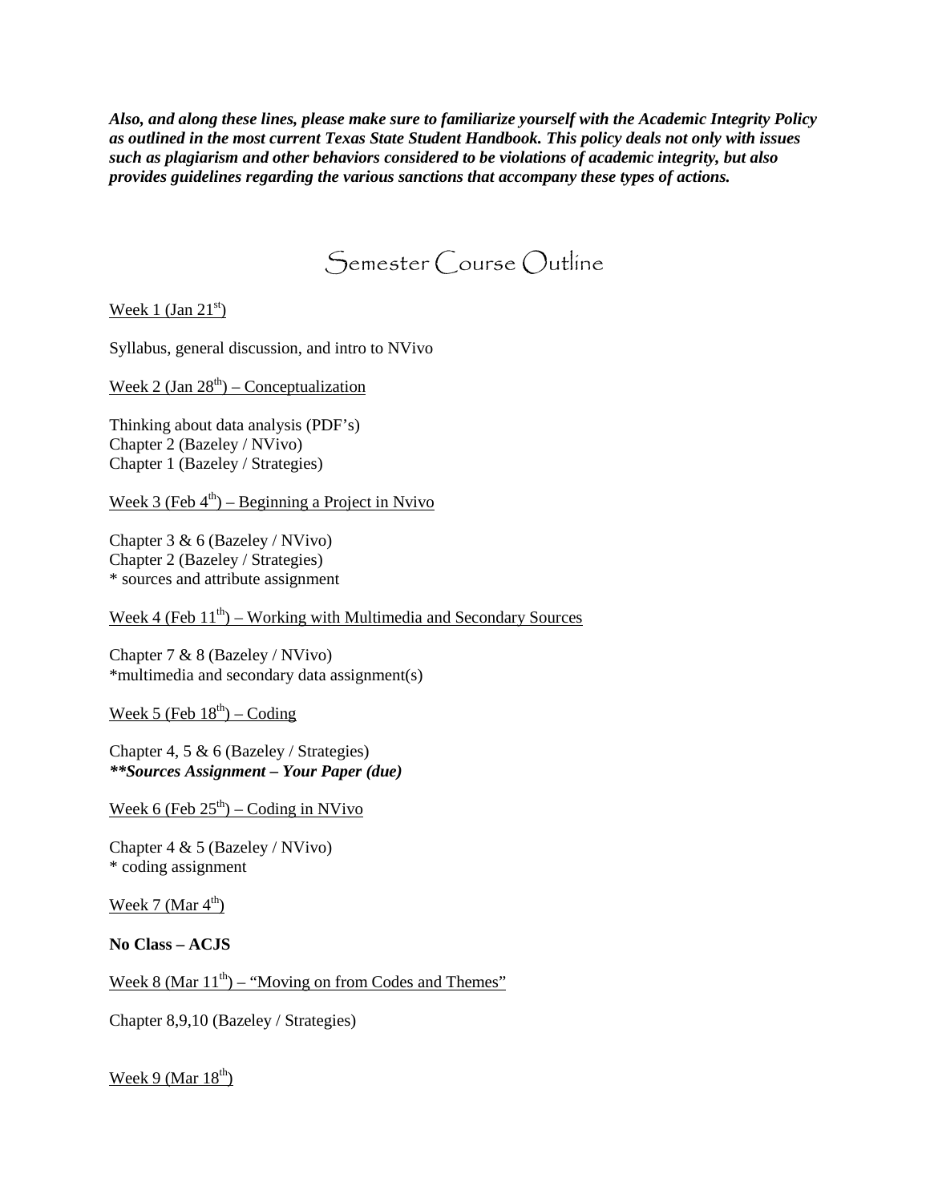***Also, and along these lines, please make sure to familiarize yourself with the Academic Integrity Policy as outlined in the most current Texas State Student Handbook. This policy deals not only with issues such as plagiarism and other behaviors considered to be violations of academic integrity, but also provides guidelines regarding the various sanctions that accompany these types of actions.***

# Semester Course Outline

Week 1 (Jan 21st)

Syllabus, general discussion, and intro to NVivo

Week 2 (Jan 28th) – Conceptualization

Thinking about data analysis (PDF's)
Chapter 2 (Bazeley / NVivo)
Chapter 1 (Bazeley / Strategies)

Week 3 (Feb 4th) – Beginning a Project in Nvivo

Chapter 3 & 6 (Bazeley / NVivo)
Chapter 2 (Bazeley / Strategies)
* sources and attribute assignment

Week 4 (Feb 11th) – Working with Multimedia and Secondary Sources

Chapter 7 & 8 (Bazeley / NVivo)
*multimedia and secondary data assignment(s)

Week 5 (Feb 18th) – Coding

Chapter 4, 5 & 6 (Bazeley / Strategies)
***\*\*Sources Assignment – Your Paper (due)***

Week 6 (Feb 25th) – Coding in NVivo

Chapter 4 & 5 (Bazeley / NVivo)
* coding assignment

Week 7 (Mar 4th)

**No Class – ACJS**

Week 8 (Mar 11th) – "Moving on from Codes and Themes"

Chapter 8,9,10 (Bazeley / Strategies)

Week 9 (Mar 18th)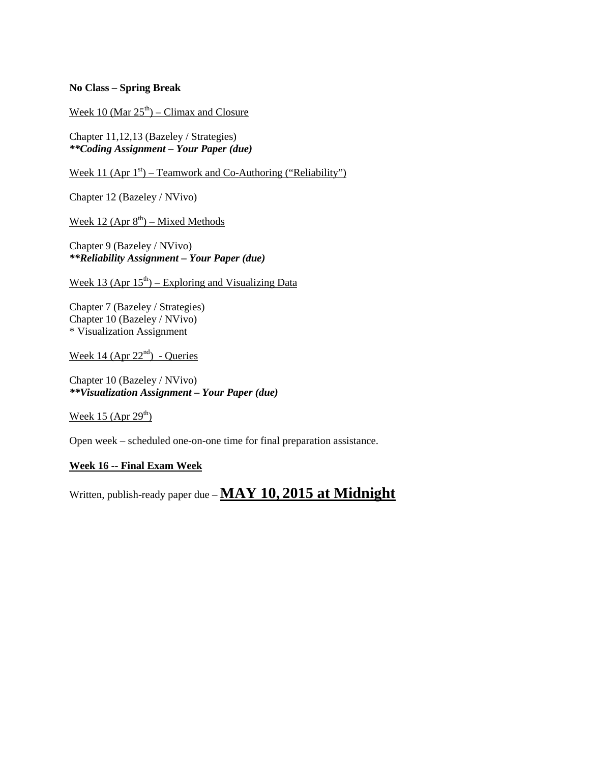**No Class – Spring Break**

<u>Week 10 (Mar 25th) – Climax and Closure</u>

Chapter 11,12,13 (Bazeley / Strategies)
***\*\*Coding Assignment – Your Paper (due)***

<u>Week 11 (Apr 1st) – Teamwork and Co-Authoring (“Reliability”)</u>

Chapter 12 (Bazeley / NVivo)

<u>Week 12 (Apr 8th) – Mixed Methods</u>

Chapter 9 (Bazeley / NVivo)
***\*\*Reliability Assignment – Your Paper (due)***

<u>Week 13 (Apr 15th) – Exploring and Visualizing Data</u>

Chapter 7 (Bazeley / Strategies)
Chapter 10 (Bazeley / NVivo)
\* Visualization Assignment

<u>Week 14 (Apr 22nd) - Queries</u>

Chapter 10 (Bazeley / NVivo)
***\*\*Visualization Assignment – Your Paper (due)***

<u>Week 15 (Apr 29th)</u>

Open week – scheduled one-on-one time for final preparation assistance.

**<u>Week 16 -- Final Exam Week</u>**

Written, publish-ready paper due – **<u>MAY 10, 2015 at Midnight</u>**